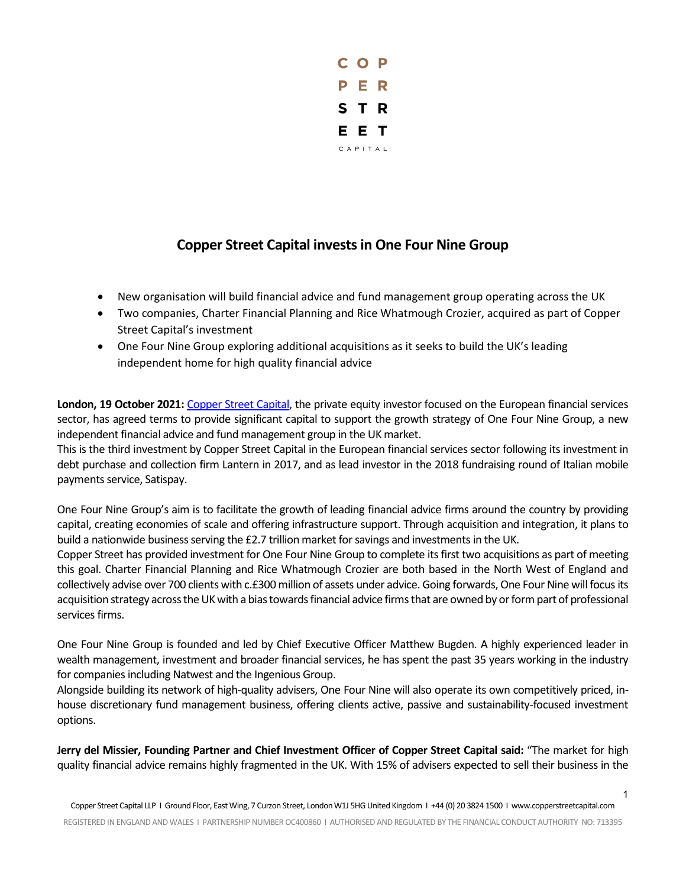# Copper Street Capital invests in One Four Nine Group

- New organisation will build financial advice and fund management group operating across the UK
- Two companies, Charter Financial Planning and Rice Whatmough Crozier, acquired as part of Copper Street Capital's investment
- One Four Nine Group exploring additional acquisitions as it seeks to build the UK's leading independent home for high quality financial advice

**London, 19 October 2021:** Copper Street Capital, the private equity investor focused on the European financial services sector, has agreed terms to provide significant capital to support the growth strategy of One Four Nine Group, a new independent financial advice and fund management group in the UK market.

This is the third investment by Copper Street Capital in the European financial services sector following its investment in debt purchase and collection firm Lantern in 2017, and as lead investor in the 2018 fundraising round of Italian mobile payments service, Satispay.

One Four Nine Group's aim is to facilitate the growth of leading financial advice firms around the country by providing capital, creating economies of scale and offering infrastructure support. Through acquisition and integration, it plans to build a nationwide business serving the £2.7 trillion market for savings and investments in the UK.

Copper Street has provided investment for One Four Nine Group to complete its first two acquisitions as part of meeting this goal. Charter Financial Planning and Rice Whatmough Crozier are both based in the North West of England and collectively advise over 700 clients with c.£300 million of assets under advice. Going forwards, One Four Nine will focus its acquisition strategy across the UK with a bias towards financial advice firms that are owned by or form part of professional services firms.

One Four Nine Group is founded and led by Chief Executive Officer Matthew Bugden. A highly experienced leader in wealth management, investment and broader financial services, he has spent the past 35 years working in the industry for companies including Natwest and the Ingenious Group.

Alongside building its network of high-quality advisers, One Four Nine will also operate its own competitively priced, in-house discretionary fund management business, offering clients active, passive and sustainability-focused investment options.

**Jerry del Missier, Founding Partner and Chief Investment Officer of Copper Street Capital said:** "The market for high quality financial advice remains highly fragmented in the UK. With 15% of advisers expected to sell their business in the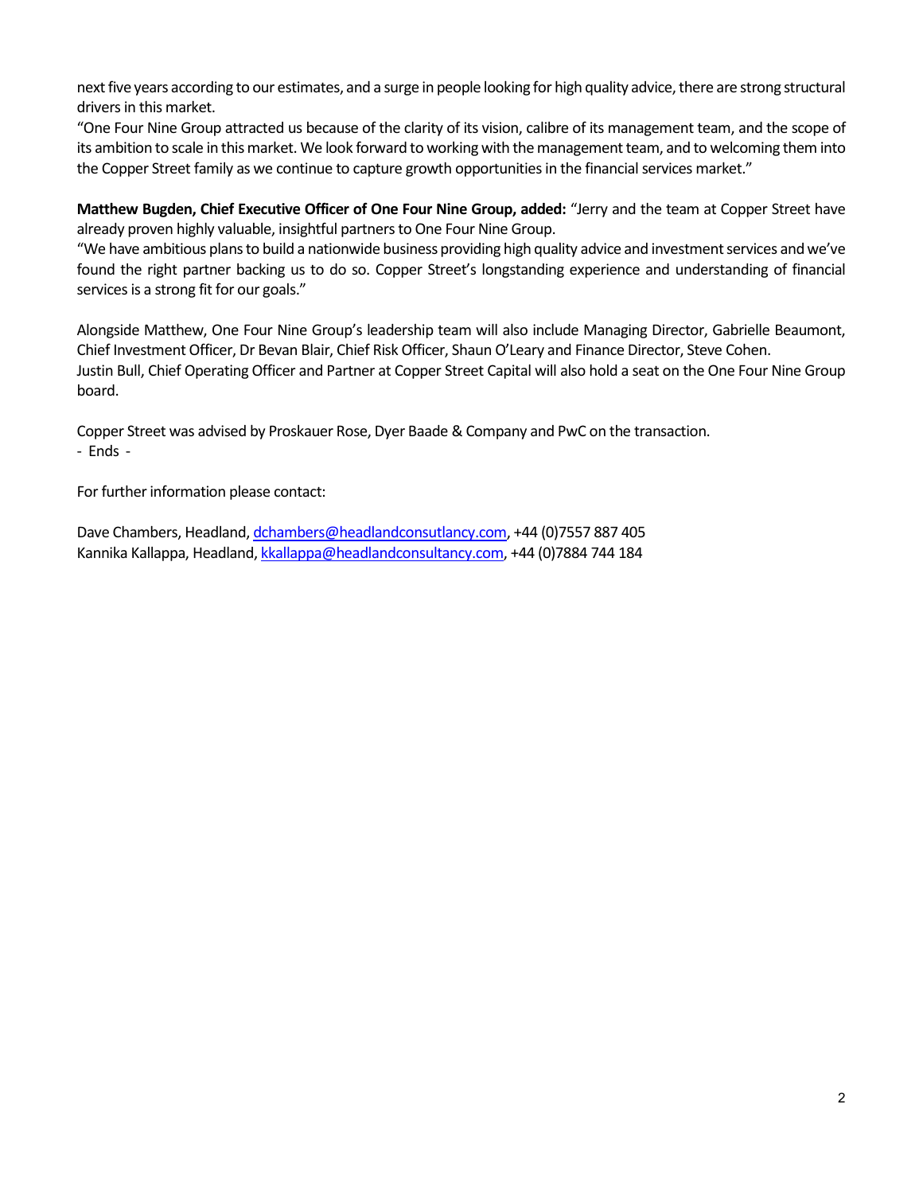next five years according to our estimates, and a surge in people looking for high quality advice, there are strong structural drivers in this market.

"One Four Nine Group attracted us because of the clarity of its vision, calibre of its management team, and the scope of its ambition to scale in this market. We look forward to working with the management team, and to welcoming them into the Copper Street family as we continue to capture growth opportunities in the financial services market."

**Matthew Bugden, Chief Executive Officer of One Four Nine Group, added:** "Jerry and the team at Copper Street have already proven highly valuable, insightful partners to One Four Nine Group.

"We have ambitious plans to build a nationwide business providing high quality advice and investment services and we've found the right partner backing us to do so. Copper Street's longstanding experience and understanding of financial services is a strong fit for our goals."

Alongside Matthew, One Four Nine Group's leadership team will also include Managing Director, Gabrielle Beaumont, Chief Investment Officer, Dr Bevan Blair, Chief Risk Officer, Shaun O'Leary and Finance Director, Steve Cohen.

Justin Bull, Chief Operating Officer and Partner at Copper Street Capital will also hold a seat on the One Four Nine Group board.

Copper Street was advised by Proskauer Rose, Dyer Baade & Company and PwC on the transaction.

- Ends -

For further information please contact:

Dave Chambers, Headland, dchambers@headlandconsutlancy.com, +44 (0)7557 887 405

Kannika Kallappa, Headland, kkallappa@headlandconsultancy.com, +44 (0)7884 744 184